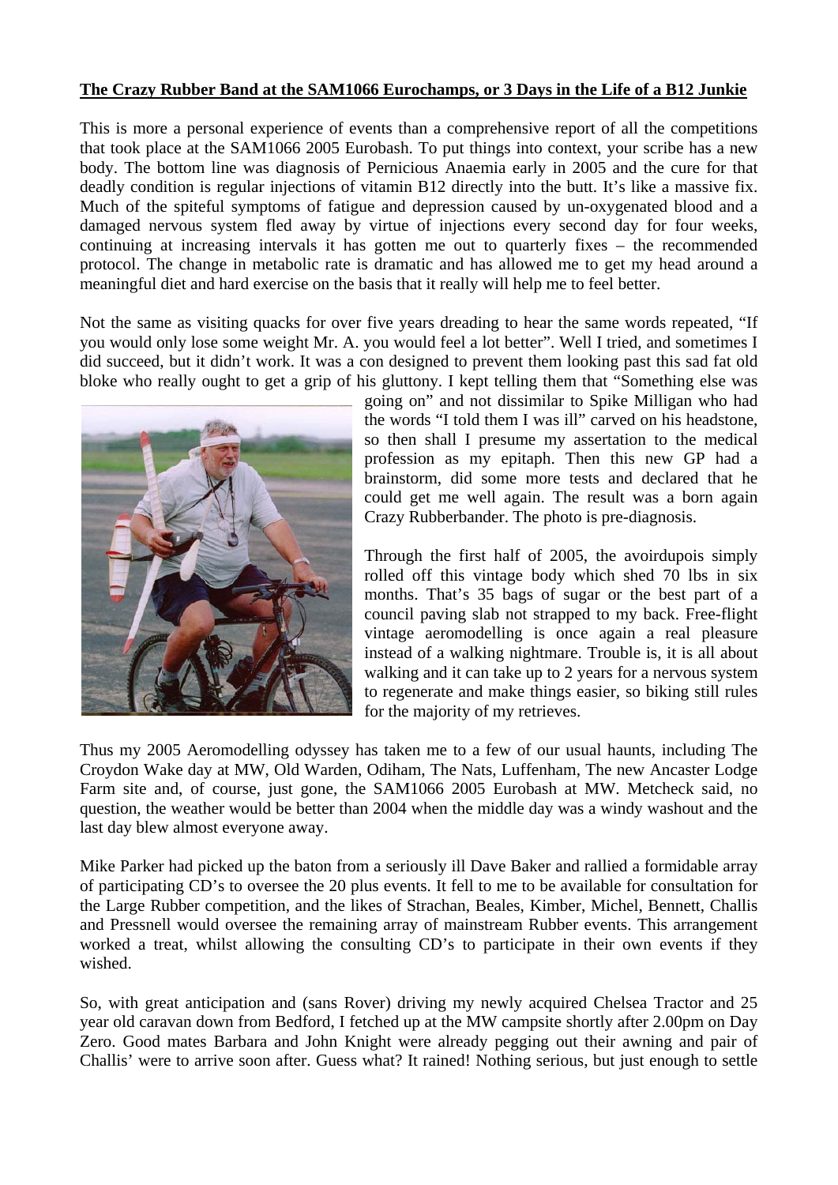**The Crazy Rubber Band at the SAM1066 Eurochamps, or 3 Days in the Life of a B12 Junkie**

This is more a personal experience of events than a comprehensive report of all the competitions that took place at the SAM1066 2005 Eurobash. To put things into context, your scribe has a new body. The bottom line was diagnosis of Pernicious Anaemia early in 2005 and the cure for that deadly condition is regular injections of vitamin B12 directly into the butt. It's like a massive fix. Much of the spiteful symptoms of fatigue and depression caused by un-oxygenated blood and a damaged nervous system fled away by virtue of injections every second day for four weeks, continuing at increasing intervals it has gotten me out to quarterly fixes – the recommended protocol. The change in metabolic rate is dramatic and has allowed me to get my head around a meaningful diet and hard exercise on the basis that it really will help me to feel better.

Not the same as visiting quacks for over five years dreading to hear the same words repeated, "If you would only lose some weight Mr. A. you would feel a lot better". Well I tried, and sometimes I did succeed, but it didn't work. It was a con designed to prevent them looking past this sad fat old bloke who really ought to get a grip of his gluttony. I kept telling them that "Something else was going on" and not dissimilar to Spike Milligan who had the words "I told them I was ill" carved on his headstone, so then shall I presume my assertation to the medical profession as my epitaph. Then this new GP had a brainstorm, did some more tests and declared that he could get me well again. The result was a born again Crazy Rubberbander. The photo is pre-diagnosis.

Through the first half of 2005, the avoirdupois simply rolled off this vintage body which shed 70 lbs in six months. That's 35 bags of sugar or the best part of a council paving slab not strapped to my back. Free-flight vintage aeromodelling is once again a real pleasure instead of a walking nightmare. Trouble is, it is all about walking and it can take up to 2 years for a nervous system to regenerate and make things easier, so biking still rules for the majority of my retrieves.

Thus my 2005 Aeromodelling odyssey has taken me to a few of our usual haunts, including The Croydon Wake day at MW, Old Warden, Odiham, The Nats, Luffenham, The new Ancaster Lodge Farm site and, of course, just gone, the SAM1066 2005 Eurobash at MW. Metcheck said, no question, the weather would be better than 2004 when the middle day was a windy washout and the last day blew almost everyone away.

Mike Parker had picked up the baton from a seriously ill Dave Baker and rallied a formidable array of participating CD's to oversee the 20 plus events. It fell to me to be available for consultation for the Large Rubber competition, and the likes of Strachan, Beales, Kimber, Michel, Bennett, Challis and Pressnell would oversee the remaining array of mainstream Rubber events. This arrangement worked a treat, whilst allowing the consulting CD's to participate in their own events if they wished.

So, with great anticipation and (sans Rover) driving my newly acquired Chelsea Tractor and 25 year old caravan down from Bedford, I fetched up at the MW campsite shortly after 2.00pm on Day Zero. Good mates Barbara and John Knight were already pegging out their awning and pair of Challis' were to arrive soon after. Guess what? It rained! Nothing serious, but just enough to settle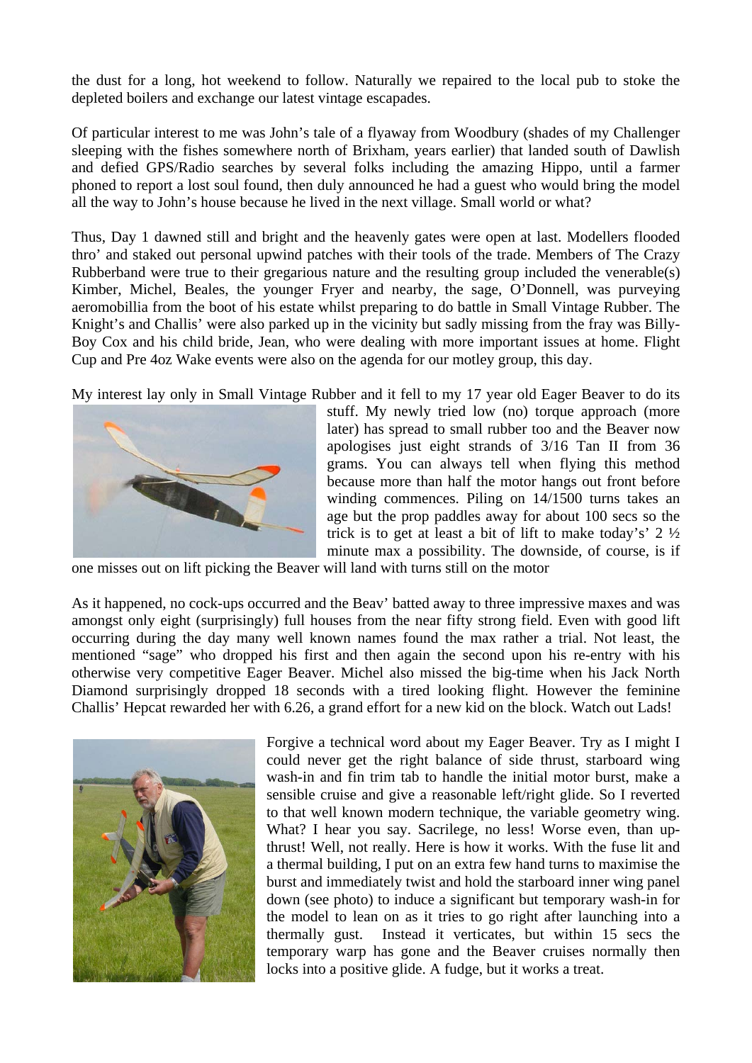the dust for a long, hot weekend to follow. Naturally we repaired to the local pub to stoke the depleted boilers and exchange our latest vintage escapades.

Of particular interest to me was John's tale of a flyaway from Woodbury (shades of my Challenger sleeping with the fishes somewhere north of Brixham, years earlier) that landed south of Dawlish and defied GPS/Radio searches by several folks including the amazing Hippo, until a farmer phoned to report a lost soul found, then duly announced he had a guest who would bring the model all the way to John's house because he lived in the next village. Small world or what?

Thus, Day 1 dawned still and bright and the heavenly gates were open at last. Modellers flooded thro' and staked out personal upwind patches with their tools of the trade. Members of The Crazy Rubberband were true to their gregarious nature and the resulting group included the venerable(s) Kimber, Michel, Beales, the younger Fryer and nearby, the sage, O'Donnell, was purveying aeromobillia from the boot of his estate whilst preparing to do battle in Small Vintage Rubber. The Knight's and Challis' were also parked up in the vicinity but sadly missing from the fray was Billy-Boy Cox and his child bride, Jean, who were dealing with more important issues at home. Flight Cup and Pre 4oz Wake events were also on the agenda for our motley group, this day.

My interest lay only in Small Vintage Rubber and it fell to my 17 year old Eager Beaver to do its stuff. My newly tried low (no) torque approach (more later) has spread to small rubber too and the Beaver now apologises just eight strands of 3/16 Tan II from 36 grams. You can always tell when flying this method because more than half the motor hangs out front before winding commences. Piling on 14/1500 turns takes an age but the prop paddles away for about 100 secs so the trick is to get at least a bit of lift to make today's' 2 ½ minute max a possibility. The downside, of course, is if one misses out on lift picking the Beaver will land with turns still on the motor

As it happened, no cock-ups occurred and the Beav' batted away to three impressive maxes and was amongst only eight (surprisingly) full houses from the near fifty strong field. Even with good lift occurring during the day many well known names found the max rather a trial. Not least, the mentioned "sage" who dropped his first and then again the second upon his re-entry with his otherwise very competitive Eager Beaver. Michel also missed the big-time when his Jack North Diamond surprisingly dropped 18 seconds with a tired looking flight. However the feminine Challis' Hepcat rewarded her with 6.26, a grand effort for a new kid on the block. Watch out Lads!

Forgive a technical word about my Eager Beaver. Try as I might I could never get the right balance of side thrust, starboard wing wash-in and fin trim tab to handle the initial motor burst, make a sensible cruise and give a reasonable left/right glide. So I reverted to that well known modern technique, the variable geometry wing. What? I hear you say. Sacrilege, no less! Worse even, than up-thrust! Well, not really. Here is how it works. With the fuse lit and a thermal building, I put on an extra few hand turns to maximise the burst and immediately twist and hold the starboard inner wing panel down (see photo) to induce a significant but temporary wash-in for the model to lean on as it tries to go right after launching into a thermally gust. Instead it verticates, but within 15 secs the temporary warp has gone and the Beaver cruises normally then locks into a positive glide. A fudge, but it works a treat.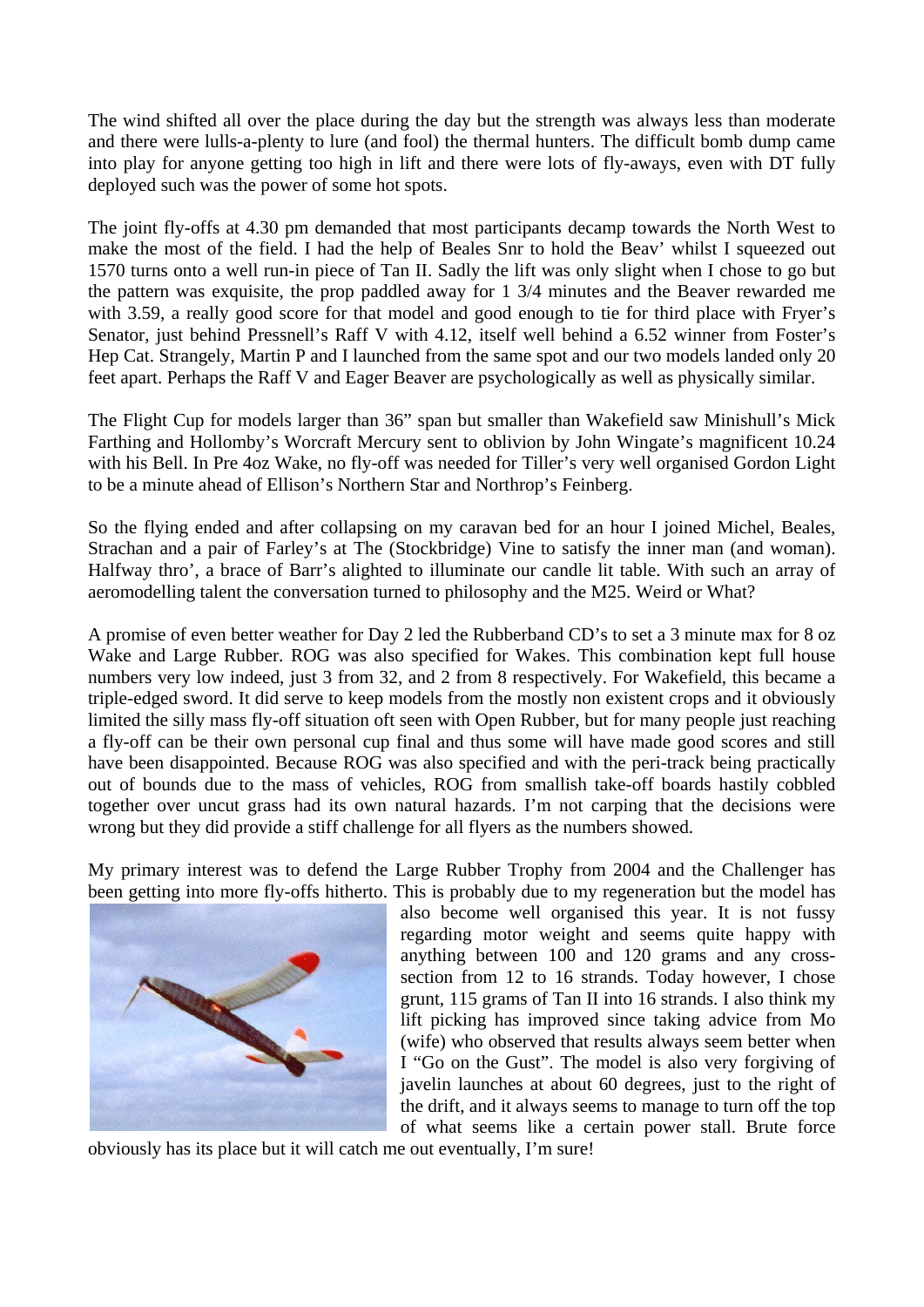The wind shifted all over the place during the day but the strength was always less than moderate and there were lulls-a-plenty to lure (and fool) the thermal hunters. The difficult bomb dump came into play for anyone getting too high in lift and there were lots of fly-aways, even with DT fully deployed such was the power of some hot spots.

The joint fly-offs at 4.30 pm demanded that most participants decamp towards the North West to make the most of the field. I had the help of Beales Snr to hold the Beav' whilst I squeezed out 1570 turns onto a well run-in piece of Tan II. Sadly the lift was only slight when I chose to go but the pattern was exquisite, the prop paddled away for 1 3/4 minutes and the Beaver rewarded me with 3.59, a really good score for that model and good enough to tie for third place with Fryer's Senator, just behind Pressnell's Raff V with 4.12, itself well behind a 6.52 winner from Foster's Hep Cat. Strangely, Martin P and I launched from the same spot and our two models landed only 20 feet apart. Perhaps the Raff V and Eager Beaver are psychologically as well as physically similar.

The Flight Cup for models larger than 36" span but smaller than Wakefield saw Minishull's Mick Farthing and Hollomby's Worcraft Mercury sent to oblivion by John Wingate's magnificent 10.24 with his Bell. In Pre 4oz Wake, no fly-off was needed for Tiller's very well organised Gordon Light to be a minute ahead of Ellison's Northern Star and Northrop's Feinberg.

So the flying ended and after collapsing on my caravan bed for an hour I joined Michel, Beales, Strachan and a pair of Farley's at The (Stockbridge) Vine to satisfy the inner man (and woman). Halfway thro', a brace of Barr's alighted to illuminate our candle lit table. With such an array of aeromodelling talent the conversation turned to philosophy and the M25. Weird or What?

A promise of even better weather for Day 2 led the Rubberband CD's to set a 3 minute max for 8 oz Wake and Large Rubber. ROG was also specified for Wakes. This combination kept full house numbers very low indeed, just 3 from 32, and 2 from 8 respectively. For Wakefield, this became a triple-edged sword. It did serve to keep models from the mostly non existent crops and it obviously limited the silly mass fly-off situation oft seen with Open Rubber, but for many people just reaching a fly-off can be their own personal cup final and thus some will have made good scores and still have been disappointed. Because ROG was also specified and with the peri-track being practically out of bounds due to the mass of vehicles, ROG from smallish take-off boards hastily cobbled together over uncut grass had its own natural hazards. I'm not carping that the decisions were wrong but they did provide a stiff challenge for all flyers as the numbers showed.

My primary interest was to defend the Large Rubber Trophy from 2004 and the Challenger has been getting into more fly-offs hitherto. This is probably due to my regeneration but the model has also become well organised this year. It is not fussy regarding motor weight and seems quite happy with anything between 100 and 120 grams and any cross-section from 12 to 16 strands. Today however, I chose grunt, 115 grams of Tan II into 16 strands. I also think my lift picking has improved since taking advice from Mo (wife) who observed that results always seem better when I "Go on the Gust". The model is also very forgiving of javelin launches at about 60 degrees, just to the right of the drift, and it always seems to manage to turn off the top of what seems like a certain power stall. Brute force obviously has its place but it will catch me out eventually, I'm sure!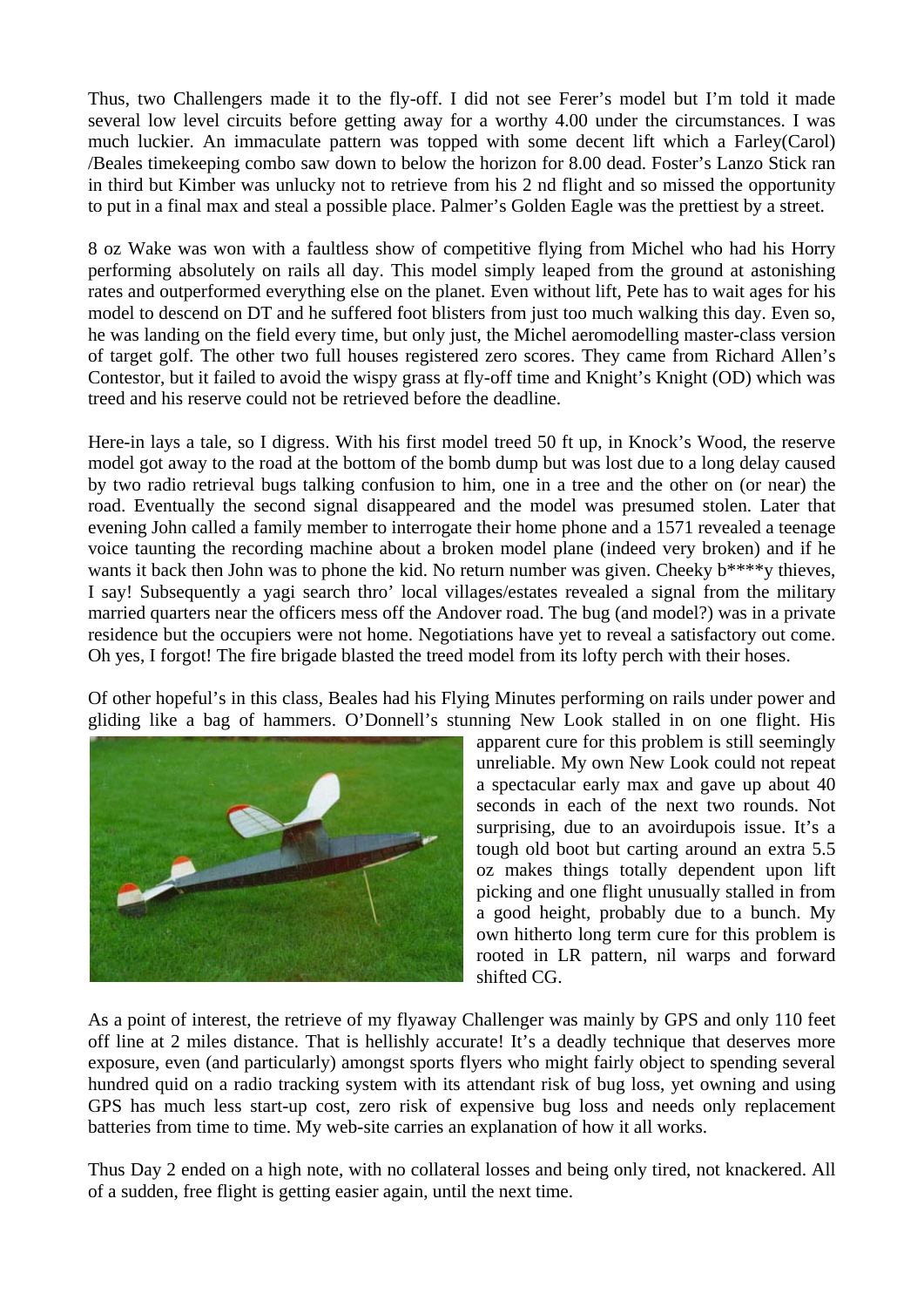Thus, two Challengers made it to the fly-off. I did not see Ferer's model but I'm told it made several low level circuits before getting away for a worthy 4.00 under the circumstances. I was much luckier. An immaculate pattern was topped with some decent lift which a Farley(Carol) /Beales timekeeping combo saw down to below the horizon for 8.00 dead. Foster's Lanzo Stick ran in third but Kimber was unlucky not to retrieve from his 2 nd flight and so missed the opportunity to put in a final max and steal a possible place. Palmer's Golden Eagle was the prettiest by a street.

8 oz Wake was won with a faultless show of competitive flying from Michel who had his Horry performing absolutely on rails all day. This model simply leaped from the ground at astonishing rates and outperformed everything else on the planet. Even without lift, Pete has to wait ages for his model to descend on DT and he suffered foot blisters from just too much walking this day. Even so, he was landing on the field every time, but only just, the Michel aeromodelling master-class version of target golf. The other two full houses registered zero scores. They came from Richard Allen's Contestor, but it failed to avoid the wispy grass at fly-off time and Knight's Knight (OD) which was treed and his reserve could not be retrieved before the deadline.

Here-in lays a tale, so I digress. With his first model treed 50 ft up, in Knock's Wood, the reserve model got away to the road at the bottom of the bomb dump but was lost due to a long delay caused by two radio retrieval bugs talking confusion to him, one in a tree and the other on (or near) the road. Eventually the second signal disappeared and the model was presumed stolen. Later that evening John called a family member to interrogate their home phone and a 1571 revealed a teenage voice taunting the recording machine about a broken model plane (indeed very broken) and if he wants it back then John was to phone the kid. No return number was given. Cheeky b****y thieves, I say! Subsequently a yagi search thro' local villages/estates revealed a signal from the military married quarters near the officers mess off the Andover road. The bug (and model?) was in a private residence but the occupiers were not home. Negotiations have yet to reveal a satisfactory out come. Oh yes, I forgot! The fire brigade blasted the treed model from its lofty perch with their hoses.

Of other hopeful's in this class, Beales had his Flying Minutes performing on rails under power and gliding like a bag of hammers. O'Donnell's stunning New Look stalled in on one flight. His apparent cure for this problem is still seemingly unreliable. My own New Look could not repeat a spectacular early max and gave up about 40 seconds in each of the next two rounds. Not surprising, due to an avoirdupois issue. It's a tough old boot but carting around an extra 5.5 oz makes things totally dependent upon lift picking and one flight unusually stalled in from a good height, probably due to a bunch. My own hitherto long term cure for this problem is rooted in LR pattern, nil warps and forward shifted CG.

As a point of interest, the retrieve of my flyaway Challenger was mainly by GPS and only 110 feet off line at 2 miles distance. That is hellishly accurate! It's a deadly technique that deserves more exposure, even (and particularly) amongst sports flyers who might fairly object to spending several hundred quid on a radio tracking system with its attendant risk of bug loss, yet owning and using GPS has much less start-up cost, zero risk of expensive bug loss and needs only replacement batteries from time to time. My web-site carries an explanation of how it all works.

Thus Day 2 ended on a high note, with no collateral losses and being only tired, not knackered. All of a sudden, free flight is getting easier again, until the next time.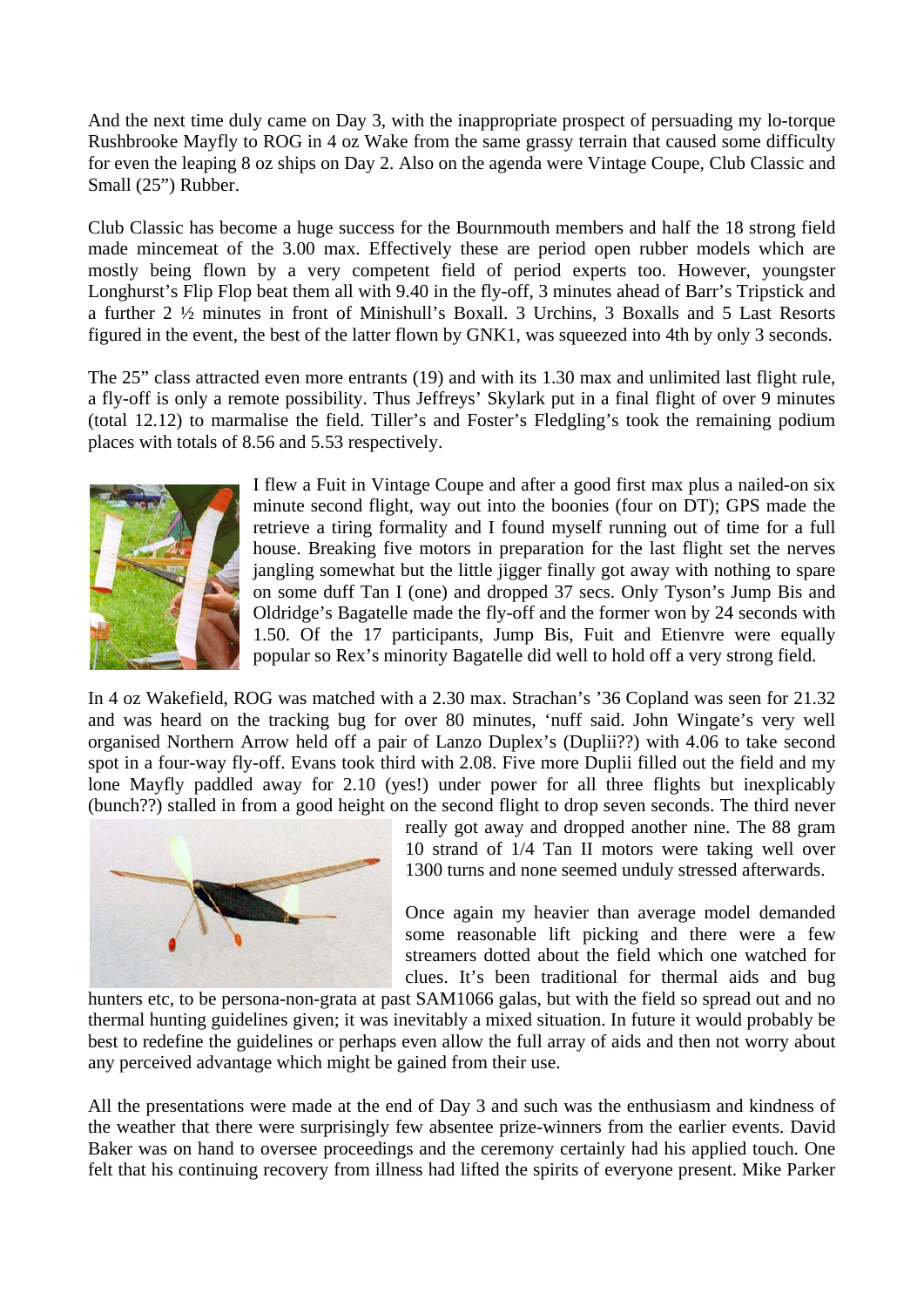And the next time duly came on Day 3, with the inappropriate prospect of persuading my lo-torque Rushbrooke Mayfly to ROG in 4 oz Wake from the same grassy terrain that caused some difficulty for even the leaping 8 oz ships on Day 2. Also on the agenda were Vintage Coupe, Club Classic and Small (25”) Rubber.

Club Classic has become a huge success for the Bournmouth members and half the 18 strong field made mincemeat of the 3.00 max. Effectively these are period open rubber models which are mostly being flown by a very competent field of period experts too. However, youngster Longhurst’s Flip Flop beat them all with 9.40 in the fly-off, 3 minutes ahead of Barr’s Tripstick and a further 2 ½ minutes in front of Minishull’s Boxall. 3 Urchins, 3 Boxalls and 5 Last Resorts figured in the event, the best of the latter flown by GNK1, was squeezed into 4th by only 3 seconds.

The 25” class attracted even more entrants (19) and with its 1.30 max and unlimited last flight rule, a fly-off is only a remote possibility. Thus Jeffreys’ Skylark put in a final flight of over 9 minutes (total 12.12) to marmalise the field. Tiller’s and Foster’s Fledgling’s took the remaining podium places with totals of 8.56 and 5.53 respectively.

I flew a Fuit in Vintage Coupe and after a good first max plus a nailed-on six minute second flight, way out into the boonies (four on DT); GPS made the retrieve a tiring formality and I found myself running out of time for a full house. Breaking five motors in preparation for the last flight set the nerves jangling somewhat but the little jigger finally got away with nothing to spare on some duff Tan I (one) and dropped 37 secs. Only Tyson’s Jump Bis and Oldridge’s Bagatelle made the fly-off and the former won by 24 seconds with 1.50. Of the 17 participants, Jump Bis, Fuit and Etienvre were equally popular so Rex’s minority Bagatelle did well to hold off a very strong field.

In 4 oz Wakefield, ROG was matched with a 2.30 max. Strachan’s ’36 Copland was seen for 21.32 and was heard on the tracking bug for over 80 minutes, ‘nuff said. John Wingate’s very well organised Northern Arrow held off a pair of Lanzo Duplex’s (Duplii??) with 4.06 to take second spot in a four-way fly-off. Evans took third with 2.08. Five more Duplii filled out the field and my lone Mayfly paddled away for 2.10 (yes!) under power for all three flights but inexplicably (bunch??) stalled in from a good height on the second flight to drop seven seconds. The third never really got away and dropped another nine. The 88 gram 10 strand of 1/4 Tan II motors were taking well over 1300 turns and none seemed unduly stressed afterwards.

Once again my heavier than average model demanded some reasonable lift picking and there were a few streamers dotted about the field which one watched for clues. It’s been traditional for thermal aids and bug hunters etc, to be persona-non-grata at past SAM1066 galas, but with the field so spread out and no thermal hunting guidelines given; it was inevitably a mixed situation. In future it would probably be best to redefine the guidelines or perhaps even allow the full array of aids and then not worry about any perceived advantage which might be gained from their use.

All the presentations were made at the end of Day 3 and such was the enthusiasm and kindness of the weather that there were surprisingly few absentee prize-winners from the earlier events. David Baker was on hand to oversee proceedings and the ceremony certainly had his applied touch. One felt that his continuing recovery from illness had lifted the spirits of everyone present. Mike Parker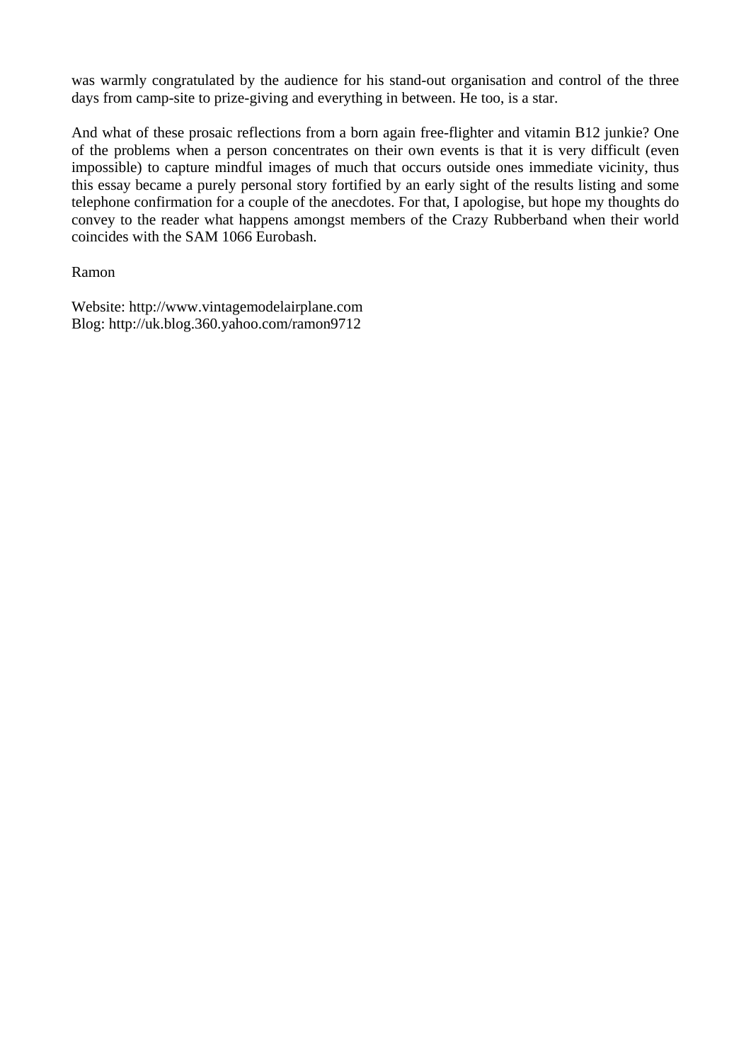was warmly congratulated by the audience for his stand-out organisation and control of the three days from camp-site to prize-giving and everything in between. He too, is a star.

And what of these prosaic reflections from a born again free-flighter and vitamin B12 junkie? One of the problems when a person concentrates on their own events is that it is very difficult (even impossible) to capture mindful images of much that occurs outside ones immediate vicinity, thus this essay became a purely personal story fortified by an early sight of the results listing and some telephone confirmation for a couple of the anecdotes. For that, I apologise, but hope my thoughts do convey to the reader what happens amongst members of the Crazy Rubberband when their world coincides with the SAM 1066 Eurobash.

Ramon

Website: http://www.vintagemodelairplane.com
Blog: http://uk.blog.360.yahoo.com/ramon9712